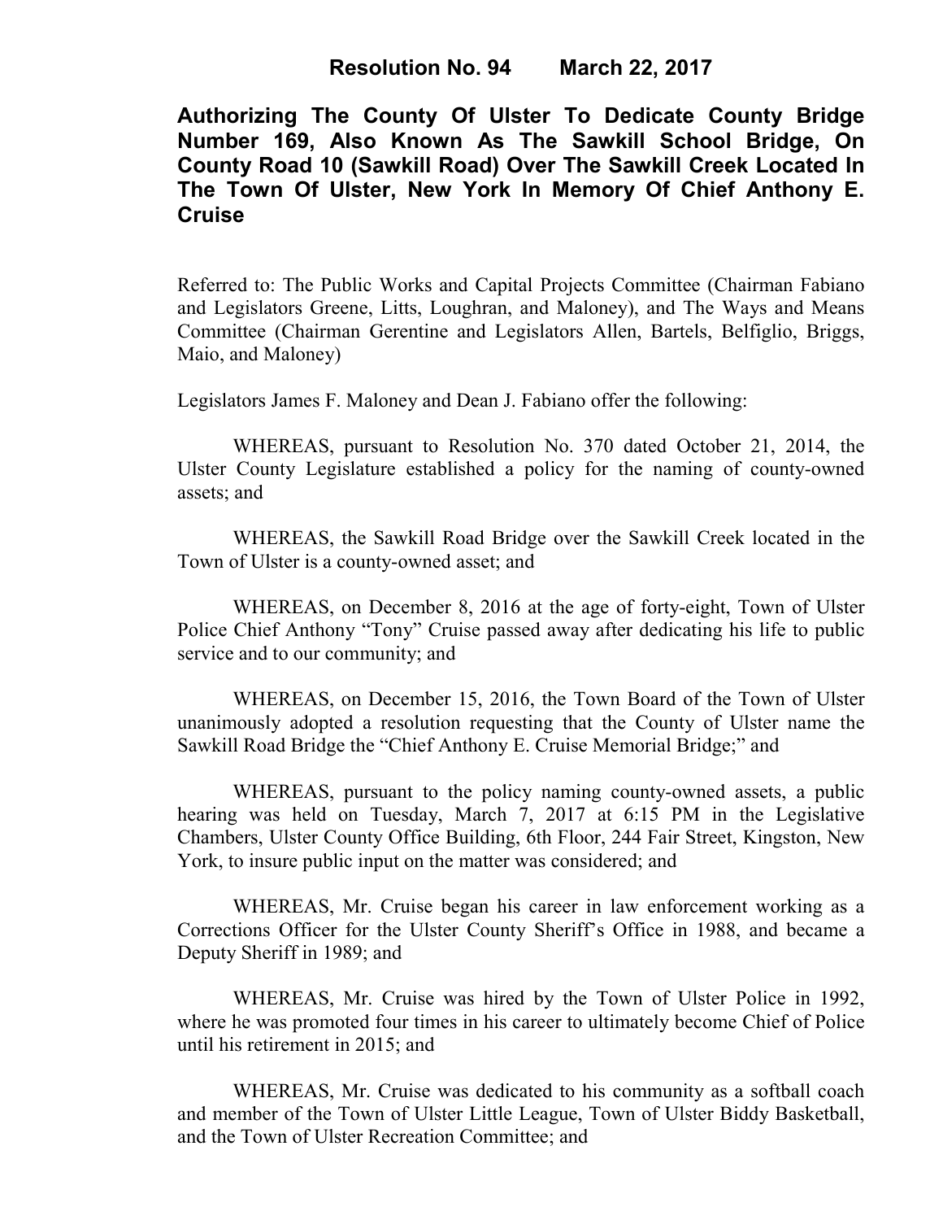# Resolution No. 94 March 22, 2017

## Authorizing The County Of Ulster To Dedicate County Bridge Number 169, Also Known As The Sawkill School Bridge, On County Road 10 (Sawkill Road) Over The Sawkill Creek Located In The Town Of Ulster, New York In Memory Of Chief Anthony E. Cruise

Referred to: The Public Works and Capital Projects Committee (Chairman Fabiano and Legislators Greene, Litts, Loughran, and Maloney), and The Ways and Means Committee (Chairman Gerentine and Legislators Allen, Bartels, Belfiglio, Briggs, Maio, and Maloney)

Legislators James F. Maloney and Dean J. Fabiano offer the following:

WHEREAS, pursuant to Resolution No. 370 dated October 21, 2014, the Ulster County Legislature established a policy for the naming of county-owned assets; and

WHEREAS, the Sawkill Road Bridge over the Sawkill Creek located in the Town of Ulster is a county-owned asset; and

WHEREAS, on December 8, 2016 at the age of forty-eight, Town of Ulster Police Chief Anthony "Tony" Cruise passed away after dedicating his life to public service and to our community; and

WHEREAS, on December 15, 2016, the Town Board of the Town of Ulster unanimously adopted a resolution requesting that the County of Ulster name the Sawkill Road Bridge the "Chief Anthony E. Cruise Memorial Bridge;" and

WHEREAS, pursuant to the policy naming county-owned assets, a public hearing was held on Tuesday, March 7, 2017 at 6:15 PM in the Legislative Chambers, Ulster County Office Building, 6th Floor, 244 Fair Street, Kingston, New York, to insure public input on the matter was considered; and

WHEREAS, Mr. Cruise began his career in law enforcement working as a Corrections Officer for the Ulster County Sheriff's Office in 1988, and became a Deputy Sheriff in 1989; and

WHEREAS, Mr. Cruise was hired by the Town of Ulster Police in 1992, where he was promoted four times in his career to ultimately become Chief of Police until his retirement in 2015; and

WHEREAS, Mr. Cruise was dedicated to his community as a softball coach and member of the Town of Ulster Little League, Town of Ulster Biddy Basketball, and the Town of Ulster Recreation Committee; and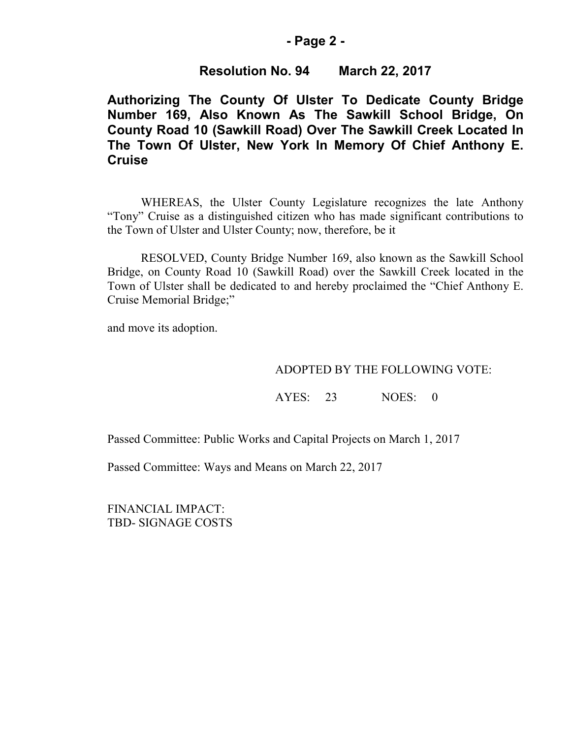## Resolution No. 94 March 22, 2017

**Authorizing The County Of Ulster To Dedicate County Bridge Number 169, Also Known As The Sawkill School Bridge, On County Road 10 (Sawkill Road) Over The Sawkill Creek Located In The Town Of Ulster, New York In Memory Of Chief Anthony E. Cruise**

WHEREAS, the Ulster County Legislature recognizes the late Anthony "Tony" Cruise as a distinguished citizen who has made significant contributions to the Town of Ulster and Ulster County; now, therefore, be it

RESOLVED, County Bridge Number 169, also known as the Sawkill School Bridge, on County Road 10 (Sawkill Road) over the Sawkill Creek located in the Town of Ulster shall be dedicated to and hereby proclaimed the "Chief Anthony E. Cruise Memorial Bridge;"

and move its adoption.

ADOPTED BY THE FOLLOWING VOTE:

AYES: 23 NOES: 0

Passed Committee: Public Works and Capital Projects on March 1, 2017

Passed Committee: Ways and Means on March 22, 2017

FINANCIAL IMPACT:
TBD- SIGNAGE COSTS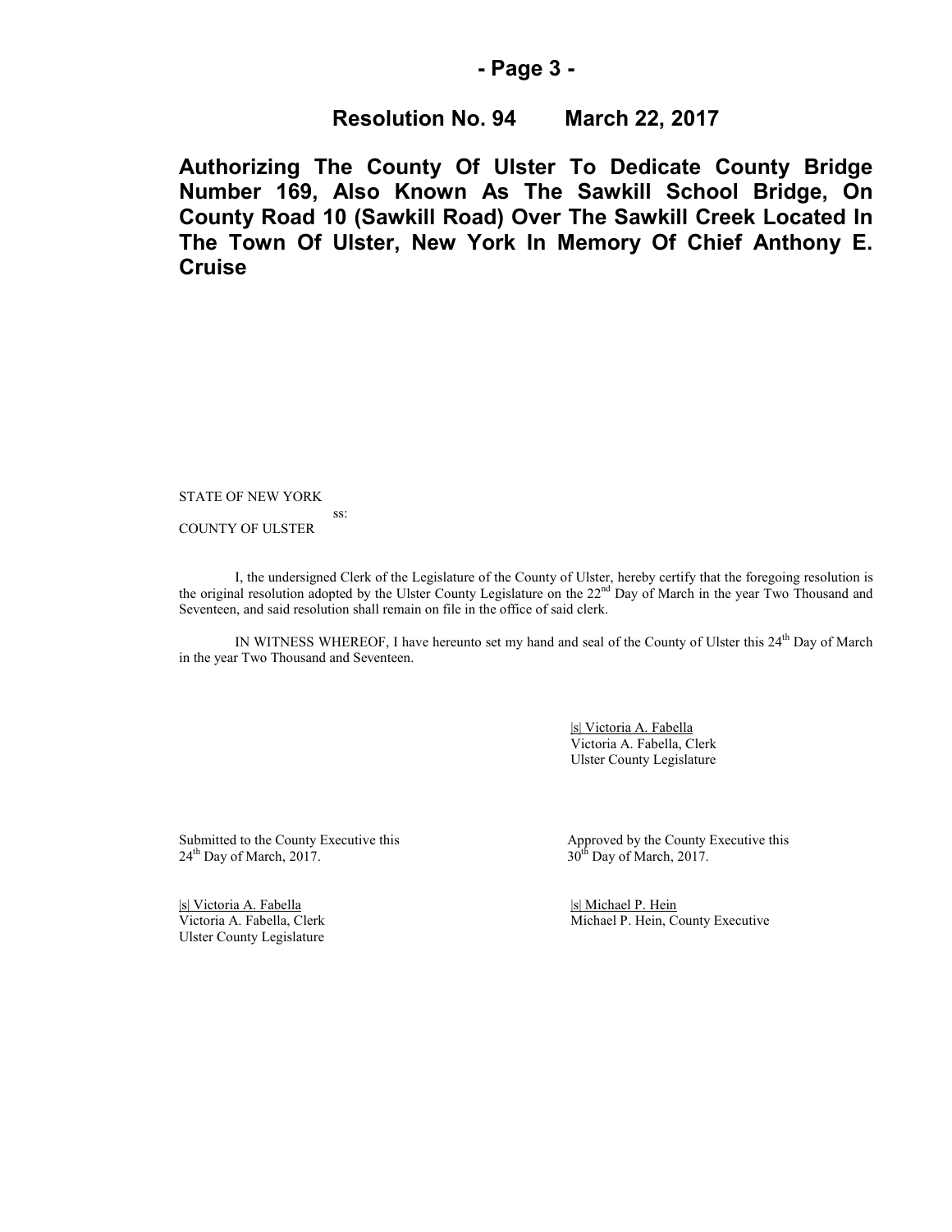**Resolution No. 94 March 22, 2017**

## Authorizing The County Of Ulster To Dedicate County Bridge Number 169, Also Known As The Sawkill School Bridge, On County Road 10 (Sawkill Road) Over The Sawkill Creek Located In The Town Of Ulster, New York In Memory Of Chief Anthony E. Cruise

STATE OF NEW YORK
ss:
COUNTY OF ULSTER

I, the undersigned Clerk of the Legislature of the County of Ulster, hereby certify that the foregoing resolution is the original resolution adopted by the Ulster County Legislature on the 22nd Day of March in the year Two Thousand and Seventeen, and said resolution shall remain on file in the office of said clerk.

IN WITNESS WHEREOF, I have hereunto set my hand and seal of the County of Ulster this 24th Day of March in the year Two Thousand and Seventeen.

|s| Victoria A. Fabella
Victoria A. Fabella, Clerk
Ulster County Legislature

Submitted to the County Executive this 24th Day of March, 2017.

|s| Victoria A. Fabella
Victoria A. Fabella, Clerk
Ulster County Legislature

Approved by the County Executive this 30th Day of March, 2017.

|s| Michael P. Hein
Michael P. Hein, County Executive